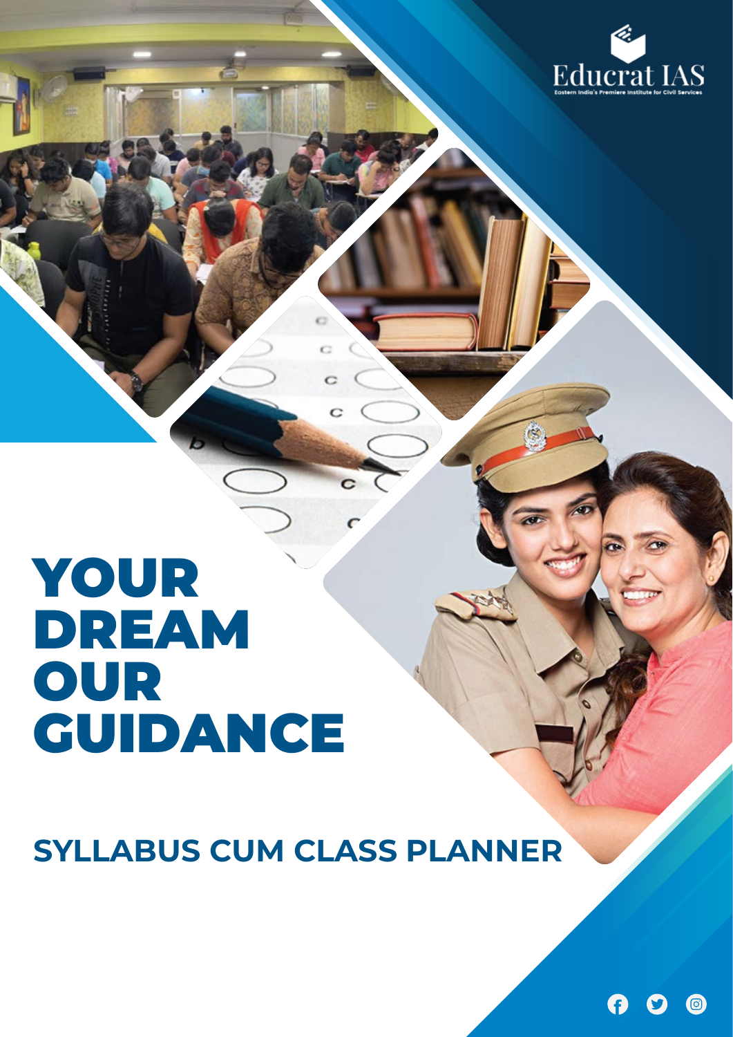Educrat IAS

Eastern India's Premiere Institute for Civil Services

# YOUR DREAM OUR GUIDANCE

## SYLLABUS CUM CLASS PLANNER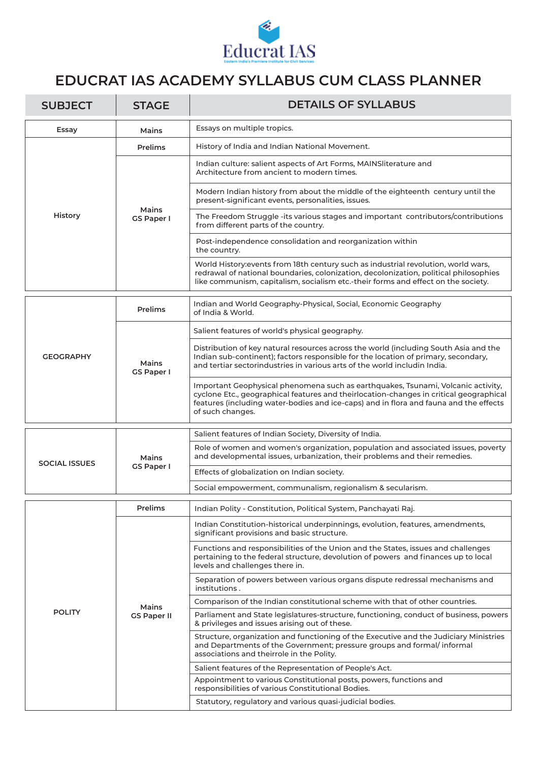# EDUCRAT IAS ACADEMY SYLLABUS CUM CLASS PLANNER

| SUBJECT | STAGE | DETAILS OF SYLLABUS |
|---|---|---|
| Essay | Mains | Essays on multiple tropics. |
| History | Prelims | History of India and Indian National Movement. |
| | Mains GS Paper I | Indian culture: salient aspects of Art Forms, MAINSliterature and Architecture from ancient to modern times. |
| | | Modern Indian history from about the middle of the eighteenth century until the present-significant events, personalities, issues. |
| | | The Freedom Struggle -its various stages and important contributors/contributions from different parts of the country. |
| | | Post-independence consolidation and reorganization within the country. |
| | | World History:events from 18th century such as industrial revolution, world wars, redrawal of national boundaries, colonization, decolonization, political philosophies like communism, capitalism, socialism etc.-their forms and effect on the society. |
| GEOGRAPHY | Prelims | Indian and World Geography-Physical, Social, Economic Geography of India & World. |
| | Mains GS Paper I | Salient features of world's physical geography. |
| | | Distribution of key natural resources across the world (including South Asia and the Indian sub-continent); factors responsible for the location of primary, secondary, and tertiar sectorindustries in various arts of the world includin India. |
| | | Important Geophysical phenomena such as earthquakes, Tsunami, Volcanic activity, cyclone Etc., geographical features and theirlocation-changes in critical geographical features (including water-bodies and ice-caps) and in flora and fauna and the effects of such changes. |
| SOCIAL ISSUES | Mains GS Paper I | Salient features of Indian Society, Diversity of India. |
| | | Role of women and women's organization, population and associated issues, poverty and developmental issues, urbanization, their problems and their remedies. |
| | | Effects of globalization on Indian society. |
| | | Social empowerment, communalism, regionalism & secularism. |
| POLITY | Prelims | Indian Polity - Constitution, Political System, Panchayati Raj. |
| | Mains GS Paper II | Indian Constitution-historical underpinnings, evolution, features, amendments, significant provisions and basic structure. |
| | | Functions and responsibilities of the Union and the States, issues and challenges pertaining to the federal structure, devolution of powers and finances up to local levels and challenges there in. |
| | | Separation of powers between various organs dispute redressal mechanisms and institutions . |
| | | Comparison of the Indian constitutional scheme with that of other countries. |
| | | Parliament and State legislatures-structure, functioning, conduct of business, powers & privileges and issues arising out of these. |
| | | Structure, organization and functioning of the Executive and the Judiciary Ministries and Departments of the Government; pressure groups and formal/ informal associations and theirrole in the Polity. |
| | | Salient features of the Representation of People's Act. |
| | | Appointment to various Constitutional posts, powers, functions and responsibilities of various Constitutional Bodies. |
| | | Statutory, regulatory and various quasi-judicial bodies. |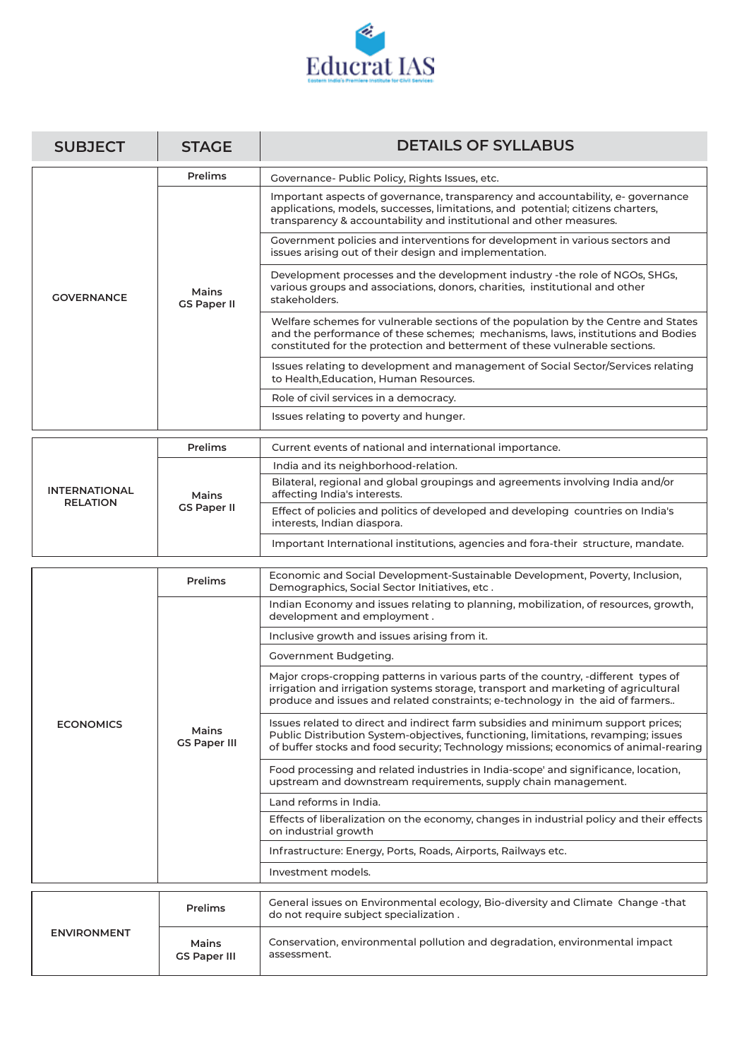Educrat IAS

Eastern India's Premiere Institute for Civil Services

| SUBJECT | STAGE | DETAILS OF SYLLABUS |
|---|---|---|
| GOVERNANCE | Prelims | Governance- Public Policy, Rights Issues, etc. |
| | Mains GS Paper II | Important aspects of governance, transparency and accountability, e- governance applications, models, successes, limitations, and potential; citizens charters, transparency & accountability and institutional and other measures. |
| | | Government policies and interventions for development in various sectors and issues arising out of their design and implementation. |
| | | Development processes and the development industry -the role of NGOs, SHGs, various groups and associations, donors, charities, institutional and other stakeholders. |
| | | Welfare schemes for vulnerable sections of the population by the Centre and States and the performance of these schemes; mechanisms, laws, institutions and Bodies constituted for the protection and betterment of these vulnerable sections. |
| | | Issues relating to development and management of Social Sector/Services relating to Health,Education, Human Resources. |
| | | Role of civil services in a democracy. |
| | | Issues relating to poverty and hunger. |
| INTERNATIONAL RELATION | Prelims | Current events of national and international importance. |
| | Mains GS Paper II | India and its neighborhood-relation. |
| | | Bilateral, regional and global groupings and agreements involving India and/or affecting India's interests. |
| | | Effect of policies and politics of developed and developing countries on India's interests, Indian diaspora. |
| | | Important International institutions, agencies and fora-their structure, mandate. |
| ECONOMICS | Prelims | Economic and Social Development-Sustainable Development, Poverty, Inclusion, Demographics, Social Sector Initiatives, etc . |
| | Mains GS Paper III | Indian Economy and issues relating to planning, mobilization, of resources, growth, development and employment . |
| | | Inclusive growth and issues arising from it. |
| | | Government Budgeting. |
| | | Major crops-cropping patterns in various parts of the country, -different types of irrigation and irrigation systems storage, transport and marketing of agricultural produce and issues and related constraints; e-technology in the aid of farmers.. |
| | | Issues related to direct and indirect farm subsidies and minimum support prices; Public Distribution System-objectives, functioning, limitations, revamping; issues of buffer stocks and food security; Technology missions; economics of animal-rearing |
| | | Food processing and related industries in India-scope' and significance, location, upstream and downstream requirements, supply chain management. |
| | | Land reforms in India. |
| | | Effects of liberalization on the economy, changes in industrial policy and their effects on industrial growth |
| | | Infrastructure: Energy, Ports, Roads, Airports, Railways etc. |
| | | Investment models. |
| ENVIRONMENT | Prelims | General issues on Environmental ecology, Bio-diversity and Climate Change -that do not require subject specialization . |
| | Mains GS Paper III | Conservation, environmental pollution and degradation, environmental impact assessment. |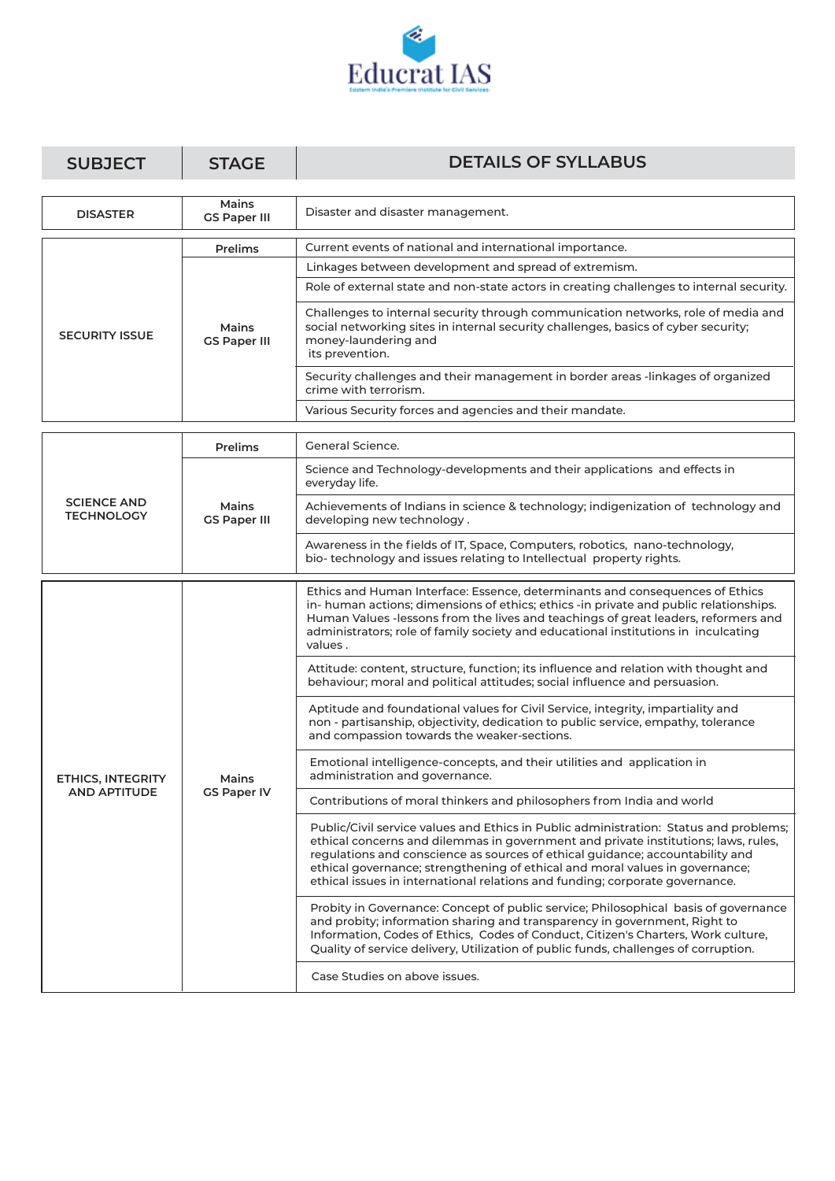| SUBJECT | STAGE | DETAILS OF SYLLABUS |
|---|---|---|
| DISASTER | Mains GS Paper III | Disaster and disaster management. |
| SECURITY ISSUE | Prelims | Current events of national and international importance. |
| | Mains GS Paper III | Linkages between development and spread of extremism. |
| | | Role of external state and non-state actors in creating challenges to internal security. |
| | | Challenges to internal security through communication networks, role of media and social networking sites in internal security challenges, basics of cyber security; money-laundering and its prevention. |
| | | Security challenges and their management in border areas -linkages of organized crime with terrorism. |
| | | Various Security forces and agencies and their mandate. |
| SCIENCE AND TECHNOLOGY | Prelims | General Science. |
| | Mains GS Paper III | Science and Technology-developments and their applications and effects in everyday life. |
| | | Achievements of Indians in science & technology; indigenization of technology and developing new technology . |
| | | Awareness in the fields of IT, Space, Computers, robotics, nano-technology, bio- technology and issues relating to Intellectual property rights. |
| ETHICS, INTEGRITY AND APTITUDE | Mains GS Paper IV | Ethics and Human Interface: Essence, determinants and consequences of Ethics in- human actions; dimensions of ethics; ethics -in private and public relationships. Human Values -lessons from the lives and teachings of great leaders, reformers and administrators; role of family society and educational institutions in inculcating values . |
| | | Attitude: content, structure, function; its influence and relation with thought and behaviour; moral and political attitudes; social influence and persuasion. |
| | | Aptitude and foundational values for Civil Service, integrity, impartiality and non - partisanship, objectivity, dedication to public service, empathy, tolerance and compassion towards the weaker-sections. |
| | | Emotional intelligence-concepts, and their utilities and application in administration and governance. |
| | | Contributions of moral thinkers and philosophers from India and world |
| | | Public/Civil service values and Ethics in Public administration: Status and problems; ethical concerns and dilemmas in government and private institutions; laws, rules, regulations and conscience as sources of ethical guidance; accountability and ethical governance; strengthening of ethical and moral values in governance; ethical issues in international relations and funding; corporate governance. |
| | | Probity in Governance: Concept of public service; Philosophical basis of governance and probity; information sharing and transparency in government, Right to Information, Codes of Ethics, Codes of Conduct, Citizen's Charters, Work culture, Quality of service delivery, Utilization of public funds, challenges of corruption. |
| | | Case Studies on above issues. |